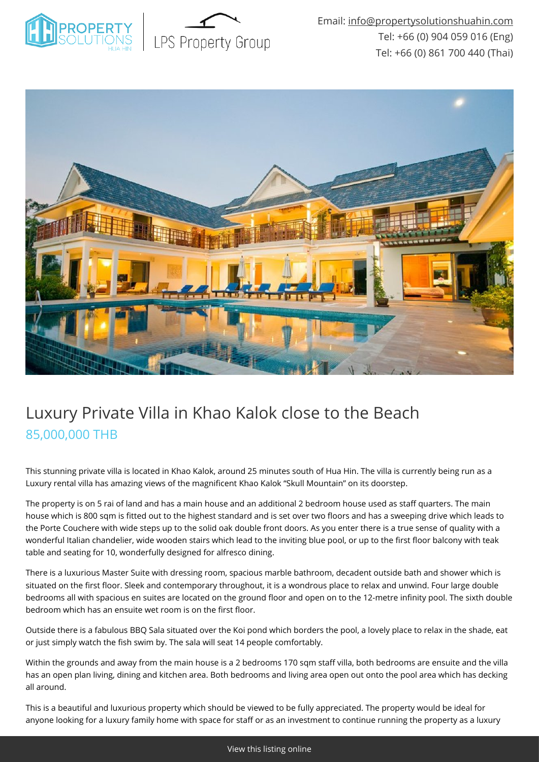Email: info@propertysolutionshuahin.com
Tel: +66 (0) 904 059 016 (Eng)
Tel: +66 (0) 861 700 440 (Thai)

# Luxury Private Villa in Khao Kalok close to the Beach

85,000,000 THB

This stunning private villa is located in Khao Kalok, around 25 minutes south of Hua Hin. The villa is currently being run as a Luxury rental villa has amazing views of the magnificent Khao Kalok "Skull Mountain" on its doorstep.

The property is on 5 rai of land and has a main house and an additional 2 bedroom house used as staff quarters. The main house which is 800 sqm is fitted out to the highest standard and is set over two floors and has a sweeping drive which leads to the Porte Couchere with wide steps up to the solid oak double front doors. As you enter there is a true sense of quality with a wonderful Italian chandelier, wide wooden stairs which lead to the inviting blue pool, or up to the first floor balcony with teak table and seating for 10, wonderfully designed for alfresco dining.

There is a luxurious Master Suite with dressing room, spacious marble bathroom, decadent outside bath and shower which is situated on the first floor. Sleek and contemporary throughout, it is a wondrous place to relax and unwind. Four large double bedrooms all with spacious en suites are located on the ground floor and open on to the 12-metre infinity pool. The sixth double bedroom which has an ensuite wet room is on the first floor.

Outside there is a fabulous BBQ Sala situated over the Koi pond which borders the pool, a lovely place to relax in the shade, eat or just simply watch the fish swim by. The sala will seat 14 people comfortably.

Within the grounds and away from the main house is a 2 bedrooms 170 sqm staff villa, both bedrooms are ensuite and the villa has an open plan living, dining and kitchen area. Both bedrooms and living area open out onto the pool area which has decking all around.

This is a beautiful and luxurious property which should be viewed to be fully appreciated. The property would be ideal for anyone looking for a luxury family home with space for staff or as an investment to continue running the property as a luxury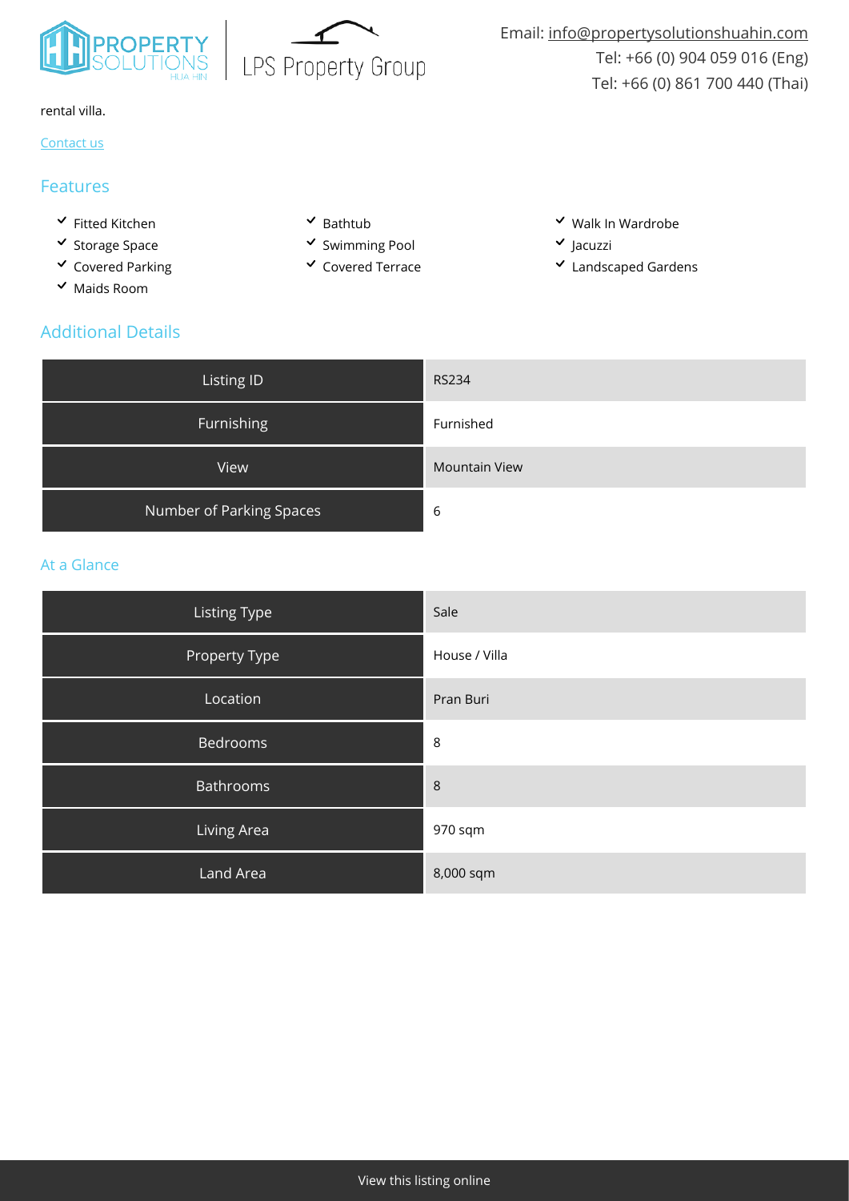rental villa.

Contact us

## Features

- Fitted Kitchen
- Storage Space
- Covered Parking
- Maids Room
- Bathtub
- Swimming Pool
- Covered Terrace
- Walk In Wardrobe
- Jacuzzi
- Landscaped Gardens

## Additional Details

| | |
|---|---|
| Listing ID | RS234 |
| Furnishing | Furnished |
| View | Mountain View |
| Number of Parking Spaces | 6 |

### At a Glance

| | |
|---|---|
| Listing Type | Sale |
| Property Type | House / Villa |
| Location | Pran Buri |
| Bedrooms | 8 |
| Bathrooms | 8 |
| Living Area | 970 sqm |
| Land Area | 8,000 sqm |

View this listing online